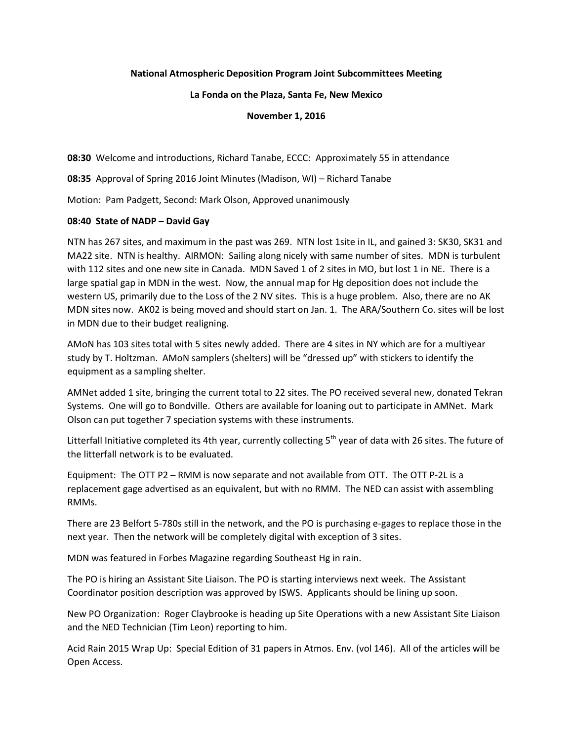**National Atmospheric Deposition Program Joint Subcommittees Meeting**

**La Fonda on the Plaza, Santa Fe, New Mexico**

**November 1, 2016**

**08:30** Welcome and introductions, Richard Tanabe, ECCC: Approximately 55 in attendance

**08:35** Approval of Spring 2016 Joint Minutes (Madison, WI) – Richard Tanabe

Motion: Pam Padgett, Second: Mark Olson, Approved unanimously

**08:40 State of NADP – David Gay**

NTN has 267 sites, and maximum in the past was 269. NTN lost 1site in IL, and gained 3: SK30, SK31 and MA22 site. NTN is healthy. AIRMON: Sailing along nicely with same number of sites. MDN is turbulent with 112 sites and one new site in Canada. MDN Saved 1 of 2 sites in MO, but lost 1 in NE. There is a large spatial gap in MDN in the west. Now, the annual map for Hg deposition does not include the western US, primarily due to the Loss of the 2 NV sites. This is a huge problem. Also, there are no AK MDN sites now. AK02 is being moved and should start on Jan. 1. The ARA/Southern Co. sites will be lost in MDN due to their budget realigning.

AMoN has 103 sites total with 5 sites newly added. There are 4 sites in NY which are for a multiyear study by T. Holtzman. AMoN samplers (shelters) will be "dressed up" with stickers to identify the equipment as a sampling shelter.

AMNet added 1 site, bringing the current total to 22 sites. The PO received several new, donated Tekran Systems. One will go to Bondville. Others are available for loaning out to participate in AMNet. Mark Olson can put together 7 speciation systems with these instruments.

Litterfall Initiative completed its 4th year, currently collecting 5th year of data with 26 sites. The future of the litterfall network is to be evaluated.

Equipment: The OTT P2 – RMM is now separate and not available from OTT. The OTT P-2L is a replacement gage advertised as an equivalent, but with no RMM. The NED can assist with assembling RMMs.

There are 23 Belfort 5-780s still in the network, and the PO is purchasing e-gages to replace those in the next year. Then the network will be completely digital with exception of 3 sites.

MDN was featured in Forbes Magazine regarding Southeast Hg in rain.

The PO is hiring an Assistant Site Liaison. The PO is starting interviews next week. The Assistant Coordinator position description was approved by ISWS. Applicants should be lining up soon.

New PO Organization: Roger Claybrooke is heading up Site Operations with a new Assistant Site Liaison and the NED Technician (Tim Leon) reporting to him.

Acid Rain 2015 Wrap Up: Special Edition of 31 papers in Atmos. Env. (vol 146). All of the articles will be Open Access.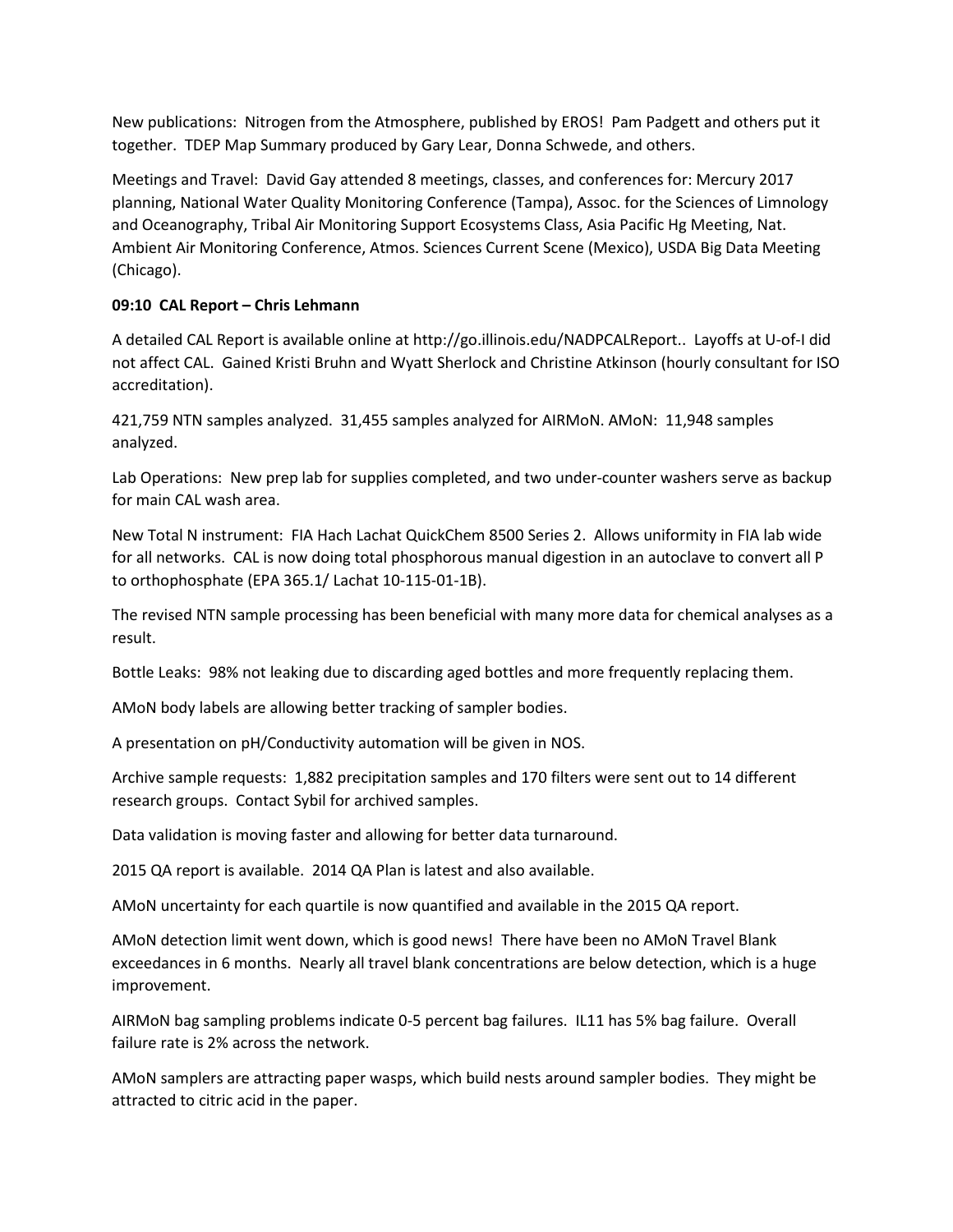New publications: Nitrogen from the Atmosphere, published by EROS! Pam Padgett and others put it together. TDEP Map Summary produced by Gary Lear, Donna Schwede, and others.

Meetings and Travel: David Gay attended 8 meetings, classes, and conferences for: Mercury 2017 planning, National Water Quality Monitoring Conference (Tampa), Assoc. for the Sciences of Limnology and Oceanography, Tribal Air Monitoring Support Ecosystems Class, Asia Pacific Hg Meeting, Nat. Ambient Air Monitoring Conference, Atmos. Sciences Current Scene (Mexico), USDA Big Data Meeting (Chicago).

**09:10 CAL Report – Chris Lehmann**

A detailed CAL Report is available online at http://go.illinois.edu/NADPCALReport.. Layoffs at U-of-I did not affect CAL. Gained Kristi Bruhn and Wyatt Sherlock and Christine Atkinson (hourly consultant for ISO accreditation).

421,759 NTN samples analyzed. 31,455 samples analyzed for AIRMoN. AMoN: 11,948 samples analyzed.

Lab Operations: New prep lab for supplies completed, and two under-counter washers serve as backup for main CAL wash area.

New Total N instrument: FIA Hach Lachat QuickChem 8500 Series 2. Allows uniformity in FIA lab wide for all networks. CAL is now doing total phosphorous manual digestion in an autoclave to convert all P to orthophosphate (EPA 365.1/ Lachat 10-115-01-1B).

The revised NTN sample processing has been beneficial with many more data for chemical analyses as a result.

Bottle Leaks: 98% not leaking due to discarding aged bottles and more frequently replacing them.

AMoN body labels are allowing better tracking of sampler bodies.

A presentation on pH/Conductivity automation will be given in NOS.

Archive sample requests: 1,882 precipitation samples and 170 filters were sent out to 14 different research groups. Contact Sybil for archived samples.

Data validation is moving faster and allowing for better data turnaround.

2015 QA report is available. 2014 QA Plan is latest and also available.

AMoN uncertainty for each quartile is now quantified and available in the 2015 QA report.

AMoN detection limit went down, which is good news! There have been no AMoN Travel Blank exceedances in 6 months. Nearly all travel blank concentrations are below detection, which is a huge improvement.

AIRMoN bag sampling problems indicate 0-5 percent bag failures. IL11 has 5% bag failure. Overall failure rate is 2% across the network.

AMoN samplers are attracting paper wasps, which build nests around sampler bodies. They might be attracted to citric acid in the paper.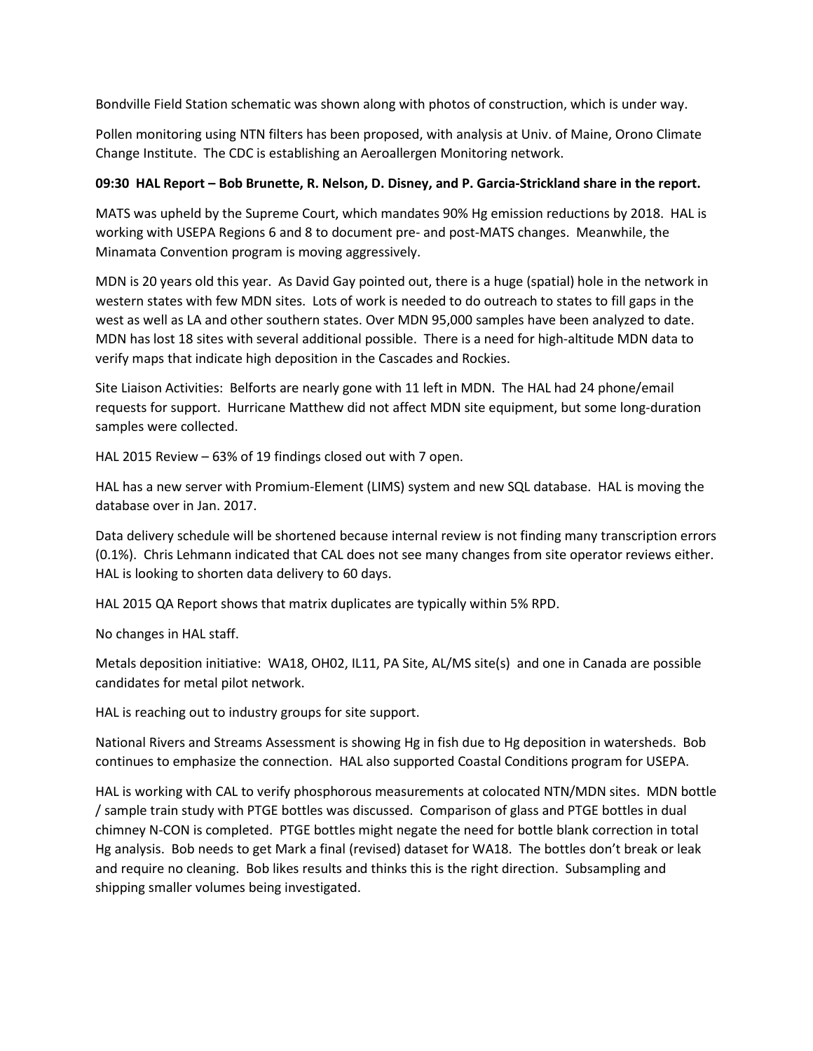Bondville Field Station schematic was shown along with photos of construction, which is under way.

Pollen monitoring using NTN filters has been proposed, with analysis at Univ. of Maine, Orono Climate Change Institute. The CDC is establishing an Aeroallergen Monitoring network.

**09:30 HAL Report – Bob Brunette, R. Nelson, D. Disney, and P. Garcia-Strickland share in the report.**

MATS was upheld by the Supreme Court, which mandates 90% Hg emission reductions by 2018. HAL is working with USEPA Regions 6 and 8 to document pre- and post-MATS changes. Meanwhile, the Minamata Convention program is moving aggressively.

MDN is 20 years old this year. As David Gay pointed out, there is a huge (spatial) hole in the network in western states with few MDN sites. Lots of work is needed to do outreach to states to fill gaps in the west as well as LA and other southern states. Over MDN 95,000 samples have been analyzed to date. MDN has lost 18 sites with several additional possible. There is a need for high-altitude MDN data to verify maps that indicate high deposition in the Cascades and Rockies.

Site Liaison Activities: Belforts are nearly gone with 11 left in MDN. The HAL had 24 phone/email requests for support. Hurricane Matthew did not affect MDN site equipment, but some long-duration samples were collected.

HAL 2015 Review – 63% of 19 findings closed out with 7 open.

HAL has a new server with Promium-Element (LIMS) system and new SQL database. HAL is moving the database over in Jan. 2017.

Data delivery schedule will be shortened because internal review is not finding many transcription errors (0.1%). Chris Lehmann indicated that CAL does not see many changes from site operator reviews either. HAL is looking to shorten data delivery to 60 days.

HAL 2015 QA Report shows that matrix duplicates are typically within 5% RPD.

No changes in HAL staff.

Metals deposition initiative: WA18, OH02, IL11, PA Site, AL/MS site(s) and one in Canada are possible candidates for metal pilot network.

HAL is reaching out to industry groups for site support.

National Rivers and Streams Assessment is showing Hg in fish due to Hg deposition in watersheds. Bob continues to emphasize the connection. HAL also supported Coastal Conditions program for USEPA.

HAL is working with CAL to verify phosphorous measurements at colocated NTN/MDN sites. MDN bottle / sample train study with PTGE bottles was discussed. Comparison of glass and PTGE bottles in dual chimney N-CON is completed. PTGE bottles might negate the need for bottle blank correction in total Hg analysis. Bob needs to get Mark a final (revised) dataset for WA18. The bottles don't break or leak and require no cleaning. Bob likes results and thinks this is the right direction. Subsampling and shipping smaller volumes being investigated.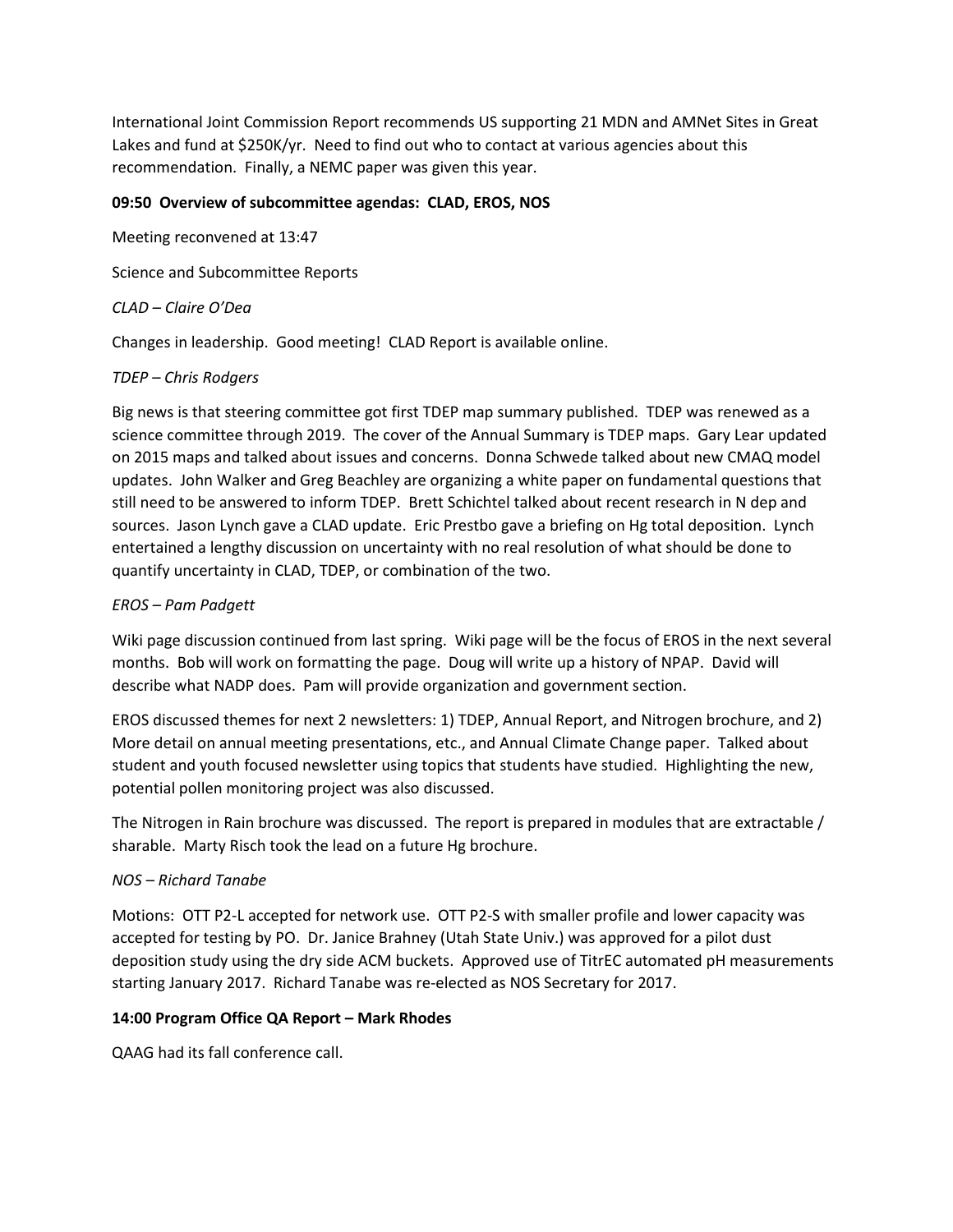International Joint Commission Report recommends US supporting 21 MDN and AMNet Sites in Great Lakes and fund at $250K/yr. Need to find out who to contact at various agencies about this recommendation. Finally, a NEMC paper was given this year.

**09:50 Overview of subcommittee agendas: CLAD, EROS, NOS**

Meeting reconvened at 13:47

Science and Subcommittee Reports

*CLAD – Claire O'Dea*

Changes in leadership. Good meeting! CLAD Report is available online.

*TDEP – Chris Rodgers*

Big news is that steering committee got first TDEP map summary published. TDEP was renewed as a science committee through 2019. The cover of the Annual Summary is TDEP maps. Gary Lear updated on 2015 maps and talked about issues and concerns. Donna Schwede talked about new CMAQ model updates. John Walker and Greg Beachley are organizing a white paper on fundamental questions that still need to be answered to inform TDEP. Brett Schichtel talked about recent research in N dep and sources. Jason Lynch gave a CLAD update. Eric Prestbo gave a briefing on Hg total deposition. Lynch entertained a lengthy discussion on uncertainty with no real resolution of what should be done to quantify uncertainty in CLAD, TDEP, or combination of the two.

*EROS – Pam Padgett*

Wiki page discussion continued from last spring. Wiki page will be the focus of EROS in the next several months. Bob will work on formatting the page. Doug will write up a history of NPAP. David will describe what NADP does. Pam will provide organization and government section.

EROS discussed themes for next 2 newsletters: 1) TDEP, Annual Report, and Nitrogen brochure, and 2) More detail on annual meeting presentations, etc., and Annual Climate Change paper. Talked about student and youth focused newsletter using topics that students have studied. Highlighting the new, potential pollen monitoring project was also discussed.

The Nitrogen in Rain brochure was discussed. The report is prepared in modules that are extractable / sharable. Marty Risch took the lead on a future Hg brochure.

*NOS – Richard Tanabe*

Motions: OTT P2-L accepted for network use. OTT P2-S with smaller profile and lower capacity was accepted for testing by PO. Dr. Janice Brahney (Utah State Univ.) was approved for a pilot dust deposition study using the dry side ACM buckets. Approved use of TitrEC automated pH measurements starting January 2017. Richard Tanabe was re-elected as NOS Secretary for 2017.

**14:00 Program Office QA Report – Mark Rhodes**

QAAG had its fall conference call.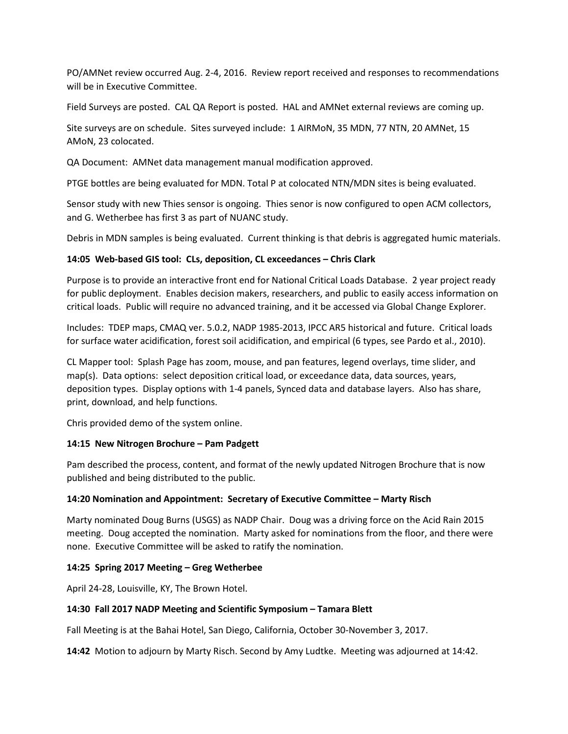PO/AMNet review occurred Aug. 2-4, 2016. Review report received and responses to recommendations will be in Executive Committee.

Field Surveys are posted. CAL QA Report is posted. HAL and AMNet external reviews are coming up.

Site surveys are on schedule. Sites surveyed include: 1 AIRMoN, 35 MDN, 77 NTN, 20 AMNet, 15 AMoN, 23 colocated.

QA Document: AMNet data management manual modification approved.

PTGE bottles are being evaluated for MDN. Total P at colocated NTN/MDN sites is being evaluated.

Sensor study with new Thies sensor is ongoing. Thies senor is now configured to open ACM collectors, and G. Wetherbee has first 3 as part of NUANC study.

Debris in MDN samples is being evaluated. Current thinking is that debris is aggregated humic materials.

**14:05 Web-based GIS tool: CLs, deposition, CL exceedances – Chris Clark**

Purpose is to provide an interactive front end for National Critical Loads Database. 2 year project ready for public deployment. Enables decision makers, researchers, and public to easily access information on critical loads. Public will require no advanced training, and it be accessed via Global Change Explorer.

Includes: TDEP maps, CMAQ ver. 5.0.2, NADP 1985-2013, IPCC AR5 historical and future. Critical loads for surface water acidification, forest soil acidification, and empirical (6 types, see Pardo et al., 2010).

CL Mapper tool: Splash Page has zoom, mouse, and pan features, legend overlays, time slider, and map(s). Data options: select deposition critical load, or exceedance data, data sources, years, deposition types. Display options with 1-4 panels, Synced data and database layers. Also has share, print, download, and help functions.

Chris provided demo of the system online.

**14:15 New Nitrogen Brochure – Pam Padgett**

Pam described the process, content, and format of the newly updated Nitrogen Brochure that is now published and being distributed to the public.

**14:20 Nomination and Appointment: Secretary of Executive Committee – Marty Risch**

Marty nominated Doug Burns (USGS) as NADP Chair. Doug was a driving force on the Acid Rain 2015 meeting. Doug accepted the nomination. Marty asked for nominations from the floor, and there were none. Executive Committee will be asked to ratify the nomination.

**14:25 Spring 2017 Meeting – Greg Wetherbee**

April 24-28, Louisville, KY, The Brown Hotel.

**14:30 Fall 2017 NADP Meeting and Scientific Symposium – Tamara Blett**

Fall Meeting is at the Bahai Hotel, San Diego, California, October 30-November 3, 2017.

**14:42** Motion to adjourn by Marty Risch. Second by Amy Ludtke. Meeting was adjourned at 14:42.